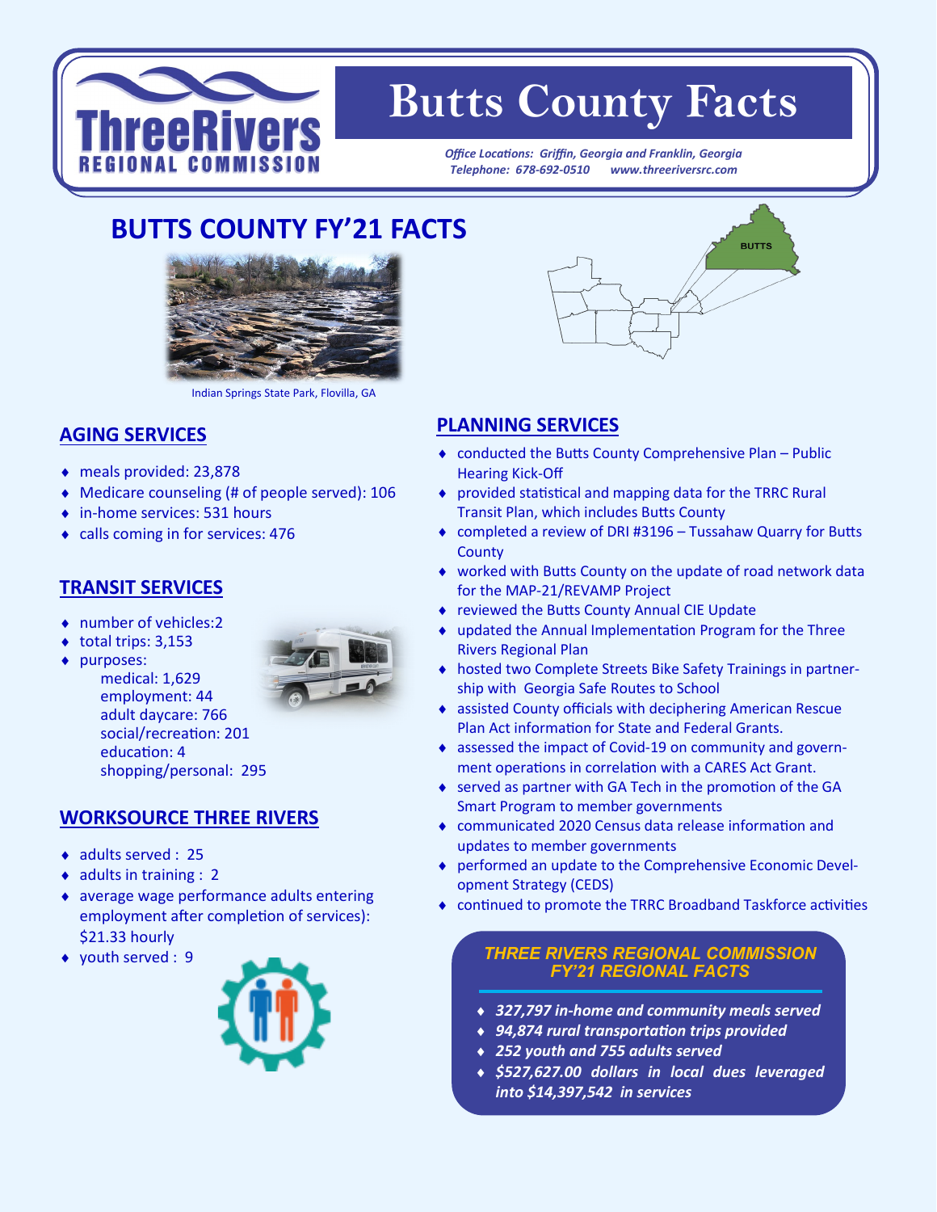# Butts County Facts

*Office Locations: Griffin, Georgia and Franklin, Georgia*
*Telephone: 678-692-0510 www.threeriversrc.com*

## BUTTS COUNTY FY'21 FACTS

Indian Springs State Park, Flovilla, GA

### AGING SERVICES

- meals provided: 23,878
- Medicare counseling (# of people served): 106
- in-home services: 531 hours
- calls coming in for services: 476

### TRANSIT SERVICES

- number of vehicles:2
- total trips: 3,153
- purposes:
  - medical: 1,629
  - employment: 44
  - adult daycare: 766
  - social/recreation: 201
  - education: 4
  - shopping/personal: 295

### WORKSOURCE THREE RIVERS

- adults served : 25
- adults in training : 2
- average wage performance adults entering employment after completion of services): $21.33 hourly
- youth served : 9

### PLANNING SERVICES

- conducted the Butts County Comprehensive Plan – Public Hearing Kick-Off
- provided statistical and mapping data for the TRRC Rural Transit Plan, which includes Butts County
- completed a review of DRI #3196 – Tussahaw Quarry for Butts County
- worked with Butts County on the update of road network data for the MAP-21/REVAMP Project
- reviewed the Butts County Annual CIE Update
- updated the Annual Implementation Program for the Three Rivers Regional Plan
- hosted two Complete Streets Bike Safety Trainings in partnership with Georgia Safe Routes to School
- assisted County officials with deciphering American Rescue Plan Act information for State and Federal Grants.
- assessed the impact of Covid-19 on community and government operations in correlation with a CARES Act Grant.
- served as partner with GA Tech in the promotion of the GA Smart Program to member governments
- communicated 2020 Census data release information and updates to member governments
- performed an update to the Comprehensive Economic Development Strategy (CEDS)
- continued to promote the TRRC Broadband Taskforce activities

### *THREE RIVERS REGIONAL COMMISSION FY'21 REGIONAL FACTS*

- ***327,797 in-home and community meals served***
- ***94,874 rural transportation trips provided***
- ***252 youth and 755 adults served***
- ***$527,627.00 dollars in local dues leveraged into $14,397,542 in services***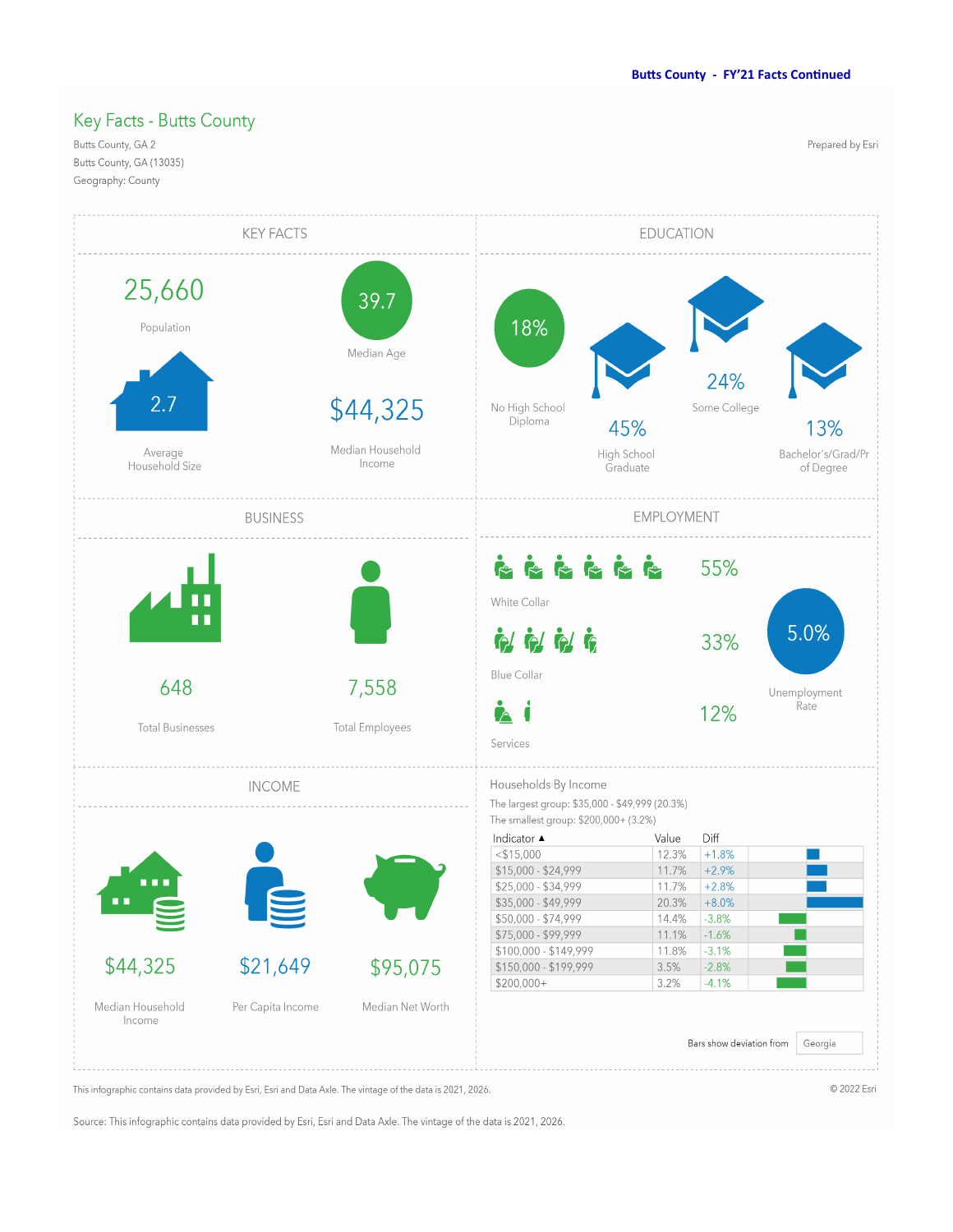Butts County - FY'21 Facts Continued

# Key Facts - Butts County

Butts County, GA 2
Butts County, GA (13035)
Geography: County

Prepared by Esri

## KEY FACTS

25,660
Population

39.7
Median Age

2.7
Average Household Size

$44,325
Median Household Income

## EDUCATION

18%
No High School Diploma

45%
High School Graduate

24%
Some College

13%
Bachelor's/Grad/Prof Degree

## BUSINESS

648
Total Businesses

7,558
Total Employees

## EMPLOYMENT

55%
White Collar

33%
Blue Collar

12%
Services

5.0%
Unemployment Rate

## INCOME

$44,325
Median Household Income

$21,649
Per Capita Income

$95,075
Median Net Worth

## Households By Income

The largest group: $35,000 - $49,999 (20.3%)
The smallest group: $200,000+ (3.2%)

| Indicator ▲ | Value | Diff |
|---|---|---|
| <$15,000 | 12.3% | +1.8% |
| $15,000 - $24,999 | 11.7% | +2.9% |
| $25,000 - $34,999 | 11.7% | +2.8% |
| $35,000 - $49,999 | 20.3% | +8.0% |
| $50,000 - $74,999 | 14.4% | -3.8% |
| $75,000 - $99,999 | 11.1% | -1.6% |
| $100,000 - $149,999 | 11.8% | -3.1% |
| $150,000 - $199,999 | 3.5% | -2.8% |
| $200,000+ | 3.2% | -4.1% |

Bars show deviation from Georgia

This infographic contains data provided by Esri, Esri and Data Axle. The vintage of the data is 2021, 2026.

© 2022 Esri

Source: This infographic contains data provided by Esri, Esri and Data Axle. The vintage of the data is 2021, 2026.